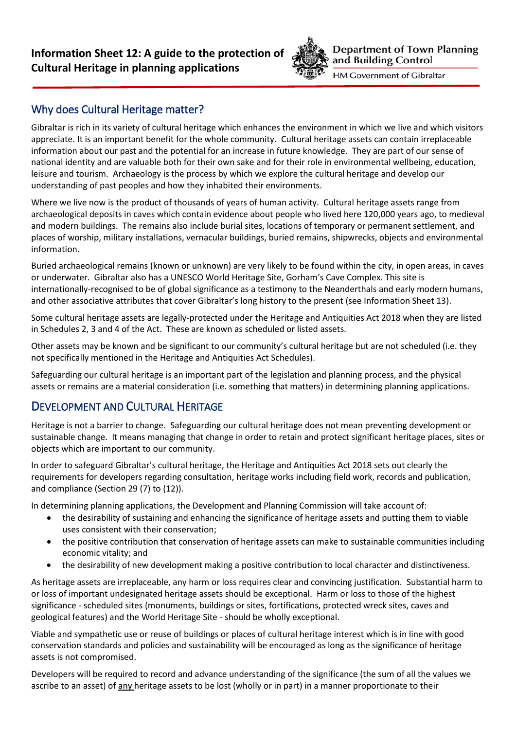# Information Sheet 12: A guide to the protection of Cultural Heritage in planning applications

Department of Town Planning and Building Control
HM Government of Gibraltar

## Why does Cultural Heritage matter?

Gibraltar is rich in its variety of cultural heritage which enhances the environment in which we live and which visitors appreciate. It is an important benefit for the whole community. Cultural heritage assets can contain irreplaceable information about our past and the potential for an increase in future knowledge. They are part of our sense of national identity and are valuable both for their own sake and for their role in environmental wellbeing, education, leisure and tourism. Archaeology is the process by which we explore the cultural heritage and develop our understanding of past peoples and how they inhabited their environments.

Where we live now is the product of thousands of years of human activity. Cultural heritage assets range from archaeological deposits in caves which contain evidence about people who lived here 120,000 years ago, to medieval and modern buildings. The remains also include burial sites, locations of temporary or permanent settlement, and places of worship, military installations, vernacular buildings, buried remains, shipwrecks, objects and environmental information.

Buried archaeological remains (known or unknown) are very likely to be found within the city, in open areas, in caves or underwater. Gibraltar also has a UNESCO World Heritage Site, Gorham's Cave Complex. This site is internationally-recognised to be of global significance as a testimony to the Neanderthals and early modern humans, and other associative attributes that cover Gibraltar's long history to the present (see Information Sheet 13).

Some cultural heritage assets are legally-protected under the Heritage and Antiquities Act 2018 when they are listed in Schedules 2, 3 and 4 of the Act. These are known as scheduled or listed assets.

Other assets may be known and be significant to our community's cultural heritage but are not scheduled (i.e. they not specifically mentioned in the Heritage and Antiquities Act Schedules).

Safeguarding our cultural heritage is an important part of the legislation and planning process, and the physical assets or remains are a material consideration (i.e. something that matters) in determining planning applications.

## Development and Cultural Heritage

Heritage is not a barrier to change. Safeguarding our cultural heritage does not mean preventing development or sustainable change. It means managing that change in order to retain and protect significant heritage places, sites or objects which are important to our community.

In order to safeguard Gibraltar's cultural heritage, the Heritage and Antiquities Act 2018 sets out clearly the requirements for developers regarding consultation, heritage works including field work, records and publication, and compliance (Section 29 (7) to (12)).

In determining planning applications, the Development and Planning Commission will take account of:

- the desirability of sustaining and enhancing the significance of heritage assets and putting them to viable uses consistent with their conservation;
- the positive contribution that conservation of heritage assets can make to sustainable communities including economic vitality; and
- the desirability of new development making a positive contribution to local character and distinctiveness.

As heritage assets are irreplaceable, any harm or loss requires clear and convincing justification. Substantial harm to or loss of important undesignated heritage assets should be exceptional. Harm or loss to those of the highest significance - scheduled sites (monuments, buildings or sites, fortifications, protected wreck sites, caves and geological features) and the World Heritage Site - should be wholly exceptional.

Viable and sympathetic use or reuse of buildings or places of cultural heritage interest which is in line with good conservation standards and policies and sustainability will be encouraged as long as the significance of heritage assets is not compromised.

Developers will be required to record and advance understanding of the significance (the sum of all the values we ascribe to an asset) of <u>any</u> heritage assets to be lost (wholly or in part) in a manner proportionate to their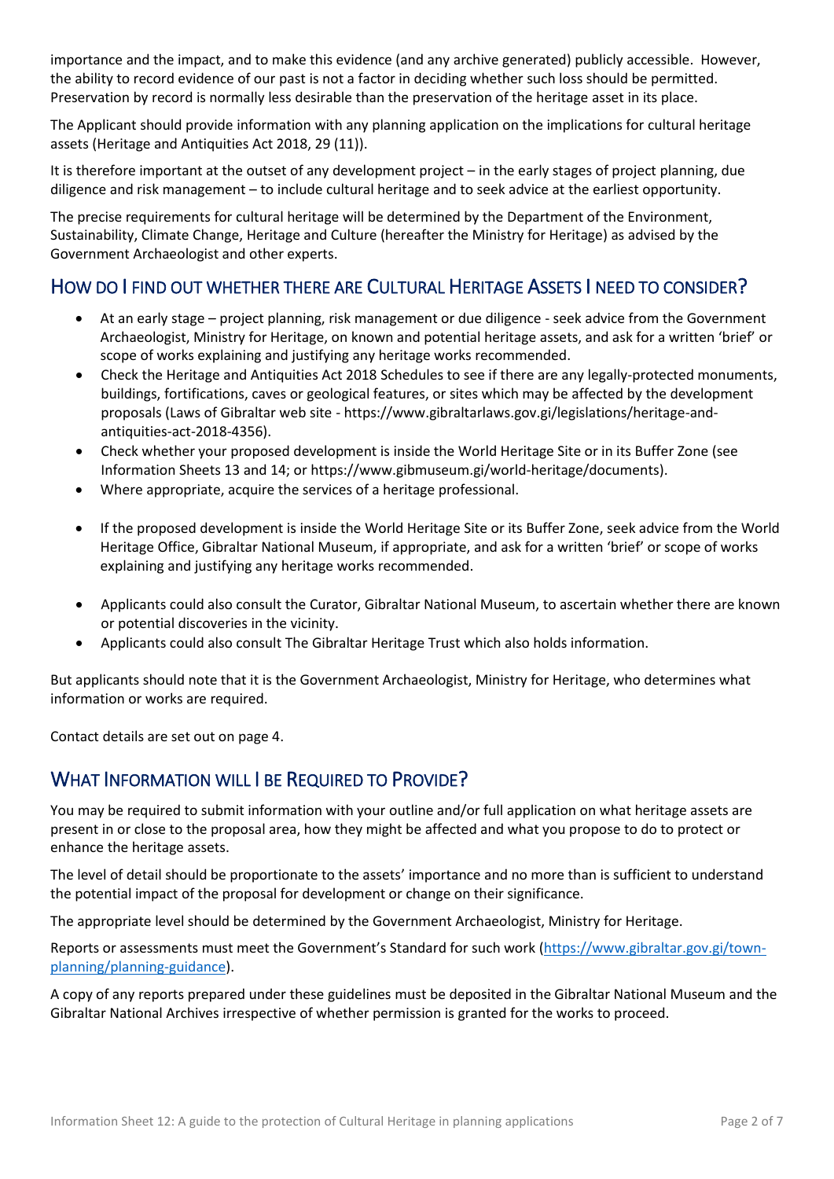importance and the impact, and to make this evidence (and any archive generated) publicly accessible. However, the ability to record evidence of our past is not a factor in deciding whether such loss should be permitted. Preservation by record is normally less desirable than the preservation of the heritage asset in its place.

The Applicant should provide information with any planning application on the implications for cultural heritage assets (Heritage and Antiquities Act 2018, 29 (11)).

It is therefore important at the outset of any development project – in the early stages of project planning, due diligence and risk management – to include cultural heritage and to seek advice at the earliest opportunity.

The precise requirements for cultural heritage will be determined by the Department of the Environment, Sustainability, Climate Change, Heritage and Culture (hereafter the Ministry for Heritage) as advised by the Government Archaeologist and other experts.

## How do I find out whether there are Cultural Heritage Assets I need to consider?

- At an early stage – project planning, risk management or due diligence - seek advice from the Government Archaeologist, Ministry for Heritage, on known and potential heritage assets, and ask for a written 'brief' or scope of works explaining and justifying any heritage works recommended.
- Check the Heritage and Antiquities Act 2018 Schedules to see if there are any legally-protected monuments, buildings, fortifications, caves or geological features, or sites which may be affected by the development proposals (Laws of Gibraltar web site - https://www.gibraltarlaws.gov.gi/legislations/heritage-and-antiquities-act-2018-4356).
- Check whether your proposed development is inside the World Heritage Site or in its Buffer Zone (see Information Sheets 13 and 14; or https://www.gibmuseum.gi/world-heritage/documents).
- Where appropriate, acquire the services of a heritage professional.
- If the proposed development is inside the World Heritage Site or its Buffer Zone, seek advice from the World Heritage Office, Gibraltar National Museum, if appropriate, and ask for a written 'brief' or scope of works explaining and justifying any heritage works recommended.
- Applicants could also consult the Curator, Gibraltar National Museum, to ascertain whether there are known or potential discoveries in the vicinity.
- Applicants could also consult The Gibraltar Heritage Trust which also holds information.

But applicants should note that it is the Government Archaeologist, Ministry for Heritage, who determines what information or works are required.

Contact details are set out on page 4.

## What Information will I be Required to Provide?

You may be required to submit information with your outline and/or full application on what heritage assets are present in or close to the proposal area, how they might be affected and what you propose to do to protect or enhance the heritage assets.

The level of detail should be proportionate to the assets' importance and no more than is sufficient to understand the potential impact of the proposal for development or change on their significance.

The appropriate level should be determined by the Government Archaeologist, Ministry for Heritage.

Reports or assessments must meet the Government's Standard for such work (https://www.gibraltar.gov.gi/town-planning/planning-guidance).

A copy of any reports prepared under these guidelines must be deposited in the Gibraltar National Museum and the Gibraltar National Archives irrespective of whether permission is granted for the works to proceed.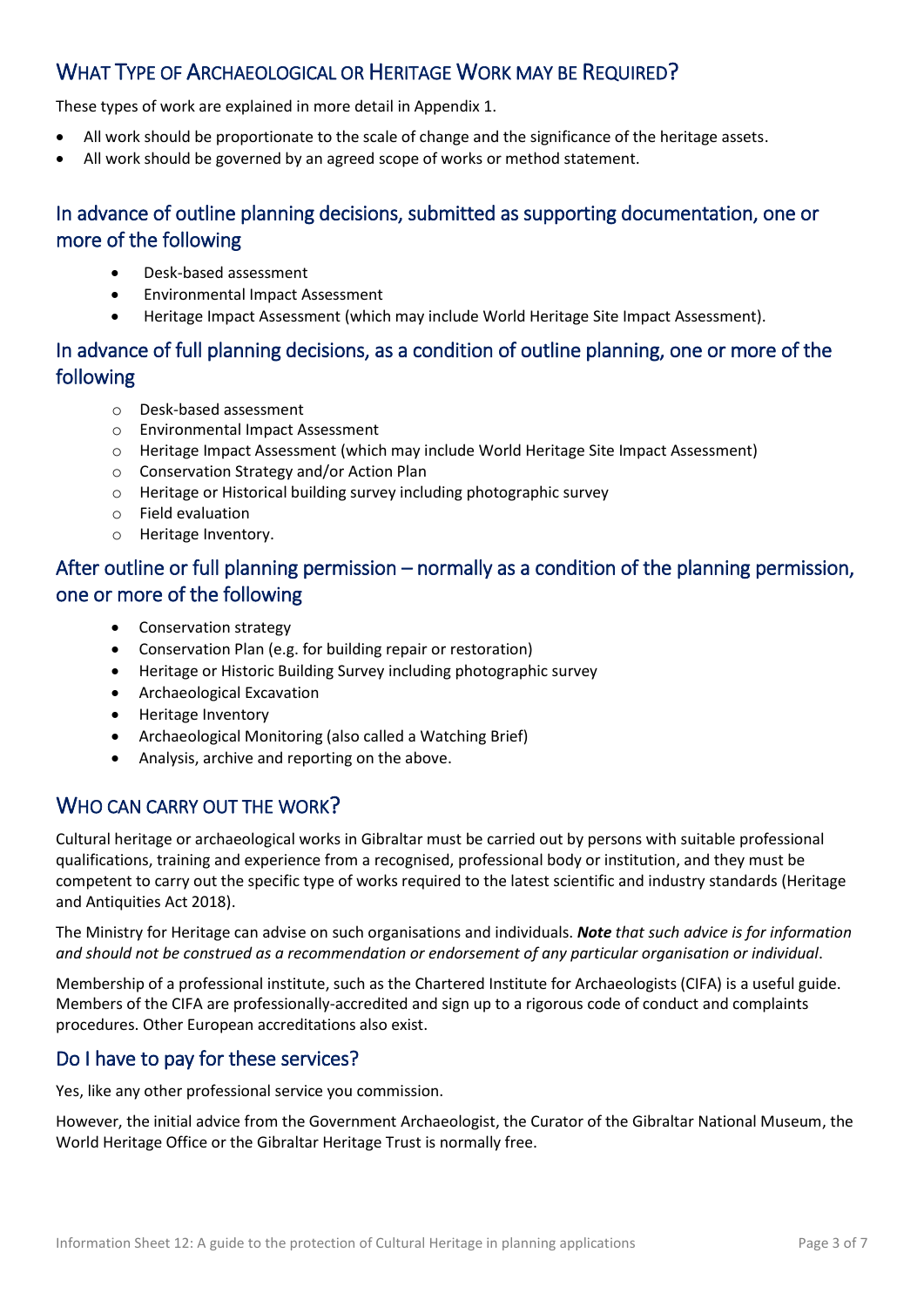## What Type of Archaeological or Heritage Work may be Required?

These types of work are explained in more detail in Appendix 1.

- All work should be proportionate to the scale of change and the significance of the heritage assets.
- All work should be governed by an agreed scope of works or method statement.

### In advance of outline planning decisions, submitted as supporting documentation, one or more of the following

- Desk-based assessment
- Environmental Impact Assessment
- Heritage Impact Assessment (which may include World Heritage Site Impact Assessment).

### In advance of full planning decisions, as a condition of outline planning, one or more of the following

- Desk-based assessment
- Environmental Impact Assessment
- Heritage Impact Assessment (which may include World Heritage Site Impact Assessment)
- Conservation Strategy and/or Action Plan
- Heritage or Historical building survey including photographic survey
- Field evaluation
- Heritage Inventory.

### After outline or full planning permission – normally as a condition of the planning permission, one or more of the following

- Conservation strategy
- Conservation Plan (e.g. for building repair or restoration)
- Heritage or Historic Building Survey including photographic survey
- Archaeological Excavation
- Heritage Inventory
- Archaeological Monitoring (also called a Watching Brief)
- Analysis, archive and reporting on the above.

## Who can carry out the work?

Cultural heritage or archaeological works in Gibraltar must be carried out by persons with suitable professional qualifications, training and experience from a recognised, professional body or institution, and they must be competent to carry out the specific type of works required to the latest scientific and industry standards (Heritage and Antiquities Act 2018).

The Ministry for Heritage can advise on such organisations and individuals. ***Note*** *that such advice is for information and should not be construed as a recommendation or endorsement of any particular organisation or individual*.

Membership of a professional institute, such as the Chartered Institute for Archaeologists (CIFA) is a useful guide. Members of the CIFA are professionally-accredited and sign up to a rigorous code of conduct and complaints procedures. Other European accreditations also exist.

### Do I have to pay for these services?

Yes, like any other professional service you commission.

However, the initial advice from the Government Archaeologist, the Curator of the Gibraltar National Museum, the World Heritage Office or the Gibraltar Heritage Trust is normally free.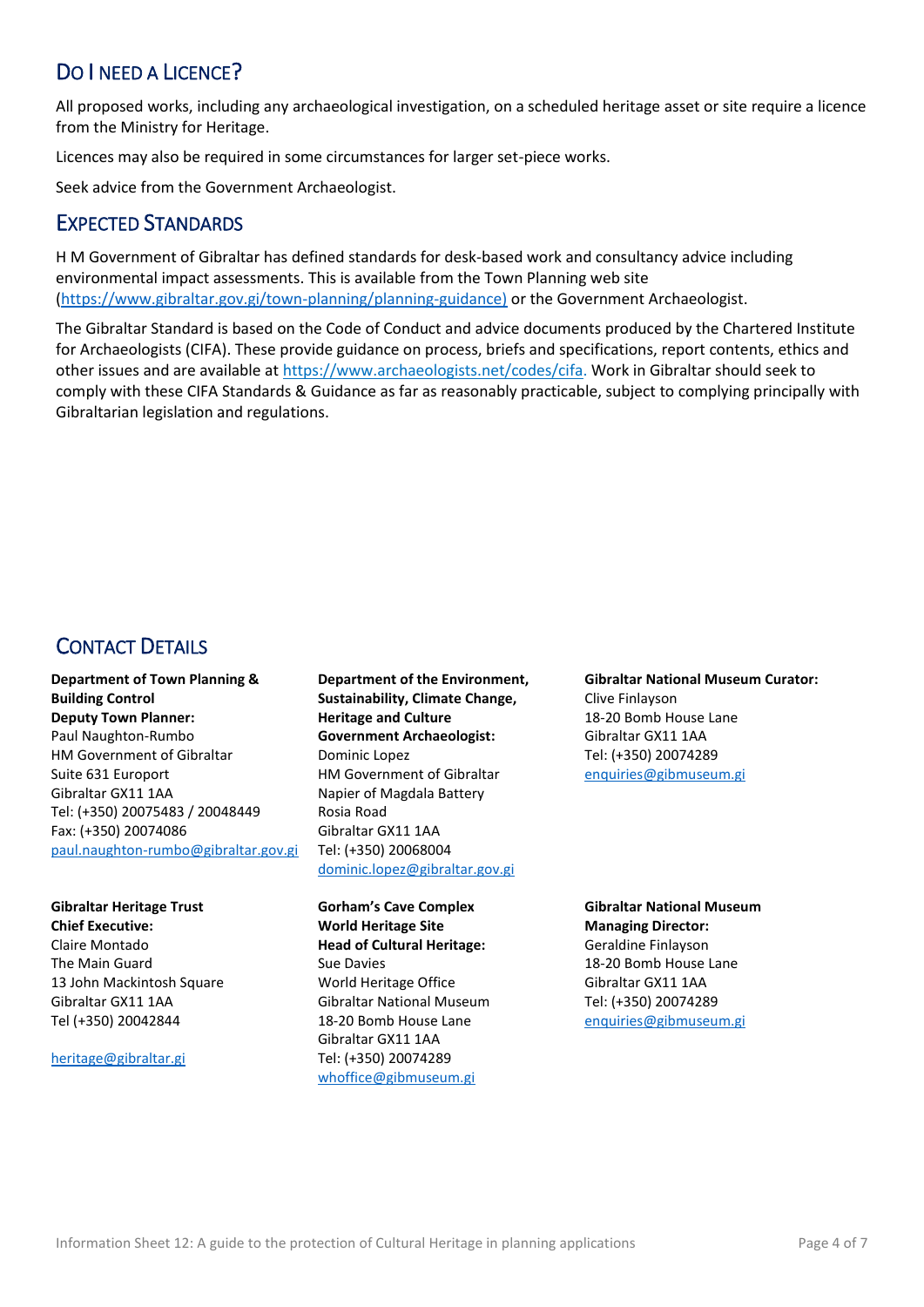## Do I need a Licence?

All proposed works, including any archaeological investigation, on a scheduled heritage asset or site require a licence from the Ministry for Heritage.

Licences may also be required in some circumstances for larger set-piece works.

Seek advice from the Government Archaeologist.

## Expected Standards

H M Government of Gibraltar has defined standards for desk-based work and consultancy advice including environmental impact assessments. This is available from the Town Planning web site (https://www.gibraltar.gov.gi/town-planning/planning-guidance) or the Government Archaeologist.

The Gibraltar Standard is based on the Code of Conduct and advice documents produced by the Chartered Institute for Archaeologists (CIFA). These provide guidance on process, briefs and specifications, report contents, ethics and other issues and are available at https://www.archaeologists.net/codes/cifa. Work in Gibraltar should seek to comply with these CIFA Standards & Guidance as far as reasonably practicable, subject to complying principally with Gibraltarian legislation and regulations.

## Contact Details

**Department of Town Planning & Building Control**
**Deputy Town Planner:**
Paul Naughton-Rumbo
HM Government of Gibraltar
Suite 631 Europort
Gibraltar GX11 1AA
Tel: (+350) 20075483 / 20048449
Fax: (+350) 20074086
paul.naughton-rumbo@gibraltar.gov.gi

**Department of the Environment, Sustainability, Climate Change, Heritage and Culture**
**Government Archaeologist:**
Dominic Lopez
HM Government of Gibraltar
Napier of Magdala Battery
Rosia Road
Gibraltar GX11 1AA
Tel: (+350) 20068004
dominic.lopez@gibraltar.gov.gi

**Gibraltar National Museum Curator:**
Clive Finlayson
18-20 Bomb House Lane
Gibraltar GX11 1AA
Tel: (+350) 20074289
enquiries@gibmuseum.gi

**Gibraltar Heritage Trust**
**Chief Executive:**
Claire Montado
The Main Guard
13 John Mackintosh Square
Gibraltar GX11 1AA
Tel (+350) 20042844

heritage@gibraltar.gi

**Gorham's Cave Complex World Heritage Site**
**Head of Cultural Heritage:**
Sue Davies
World Heritage Office
Gibraltar National Museum
18-20 Bomb House Lane
Gibraltar GX11 1AA
Tel: (+350) 20074289
whoffice@gibmuseum.gi

**Gibraltar National Museum**
**Managing Director:**
Geraldine Finlayson
18-20 Bomb House Lane
Gibraltar GX11 1AA
Tel: (+350) 20074289
enquiries@gibmuseum.gi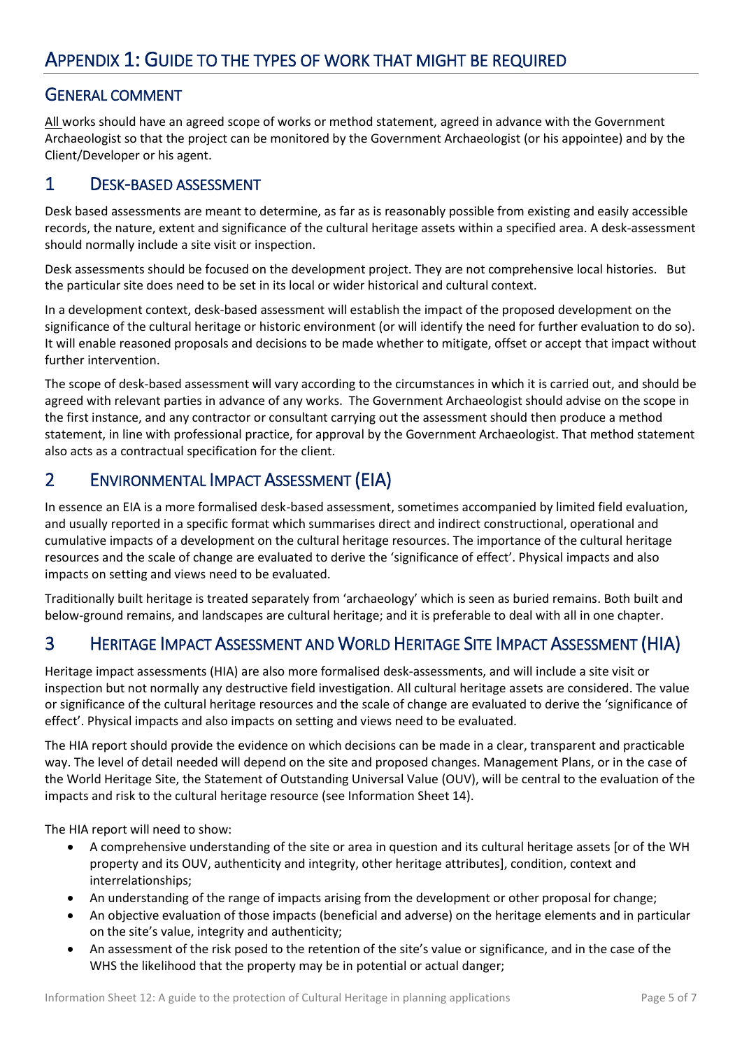# APPENDIX 1: GUIDE TO THE TYPES OF WORK THAT MIGHT BE REQUIRED

## GENERAL COMMENT

All works should have an agreed scope of works or method statement, agreed in advance with the Government Archaeologist so that the project can be monitored by the Government Archaeologist (or his appointee) and by the Client/Developer or his agent.

## 1 DESK-BASED ASSESSMENT

Desk based assessments are meant to determine, as far as is reasonably possible from existing and easily accessible records, the nature, extent and significance of the cultural heritage assets within a specified area. A desk-assessment should normally include a site visit or inspection.

Desk assessments should be focused on the development project. They are not comprehensive local histories. But the particular site does need to be set in its local or wider historical and cultural context.

In a development context, desk-based assessment will establish the impact of the proposed development on the significance of the cultural heritage or historic environment (or will identify the need for further evaluation to do so). It will enable reasoned proposals and decisions to be made whether to mitigate, offset or accept that impact without further intervention.

The scope of desk-based assessment will vary according to the circumstances in which it is carried out, and should be agreed with relevant parties in advance of any works. The Government Archaeologist should advise on the scope in the first instance, and any contractor or consultant carrying out the assessment should then produce a method statement, in line with professional practice, for approval by the Government Archaeologist. That method statement also acts as a contractual specification for the client.

## 2 ENVIRONMENTAL IMPACT ASSESSMENT (EIA)

In essence an EIA is a more formalised desk-based assessment, sometimes accompanied by limited field evaluation, and usually reported in a specific format which summarises direct and indirect constructional, operational and cumulative impacts of a development on the cultural heritage resources. The importance of the cultural heritage resources and the scale of change are evaluated to derive the 'significance of effect'. Physical impacts and also impacts on setting and views need to be evaluated.

Traditionally built heritage is treated separately from 'archaeology' which is seen as buried remains. Both built and below-ground remains, and landscapes are cultural heritage; and it is preferable to deal with all in one chapter.

## 3 HERITAGE IMPACT ASSESSMENT AND WORLD HERITAGE SITE IMPACT ASSESSMENT (HIA)

Heritage impact assessments (HIA) are also more formalised desk-assessments, and will include a site visit or inspection but not normally any destructive field investigation. All cultural heritage assets are considered. The value or significance of the cultural heritage resources and the scale of change are evaluated to derive the 'significance of effect'. Physical impacts and also impacts on setting and views need to be evaluated.

The HIA report should provide the evidence on which decisions can be made in a clear, transparent and practicable way. The level of detail needed will depend on the site and proposed changes. Management Plans, or in the case of the World Heritage Site, the Statement of Outstanding Universal Value (OUV), will be central to the evaluation of the impacts and risk to the cultural heritage resource (see Information Sheet 14).

The HIA report will need to show:

- A comprehensive understanding of the site or area in question and its cultural heritage assets [or of the WH property and its OUV, authenticity and integrity, other heritage attributes], condition, context and interrelationships;
- An understanding of the range of impacts arising from the development or other proposal for change;
- An objective evaluation of those impacts (beneficial and adverse) on the heritage elements and in particular on the site's value, integrity and authenticity;
- An assessment of the risk posed to the retention of the site's value or significance, and in the case of the WHS the likelihood that the property may be in potential or actual danger;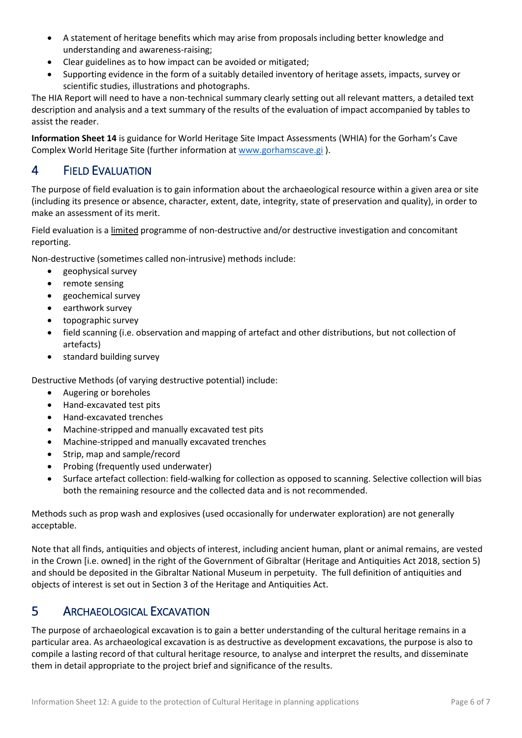- A statement of heritage benefits which may arise from proposals including better knowledge and understanding and awareness-raising;
- Clear guidelines as to how impact can be avoided or mitigated;
- Supporting evidence in the form of a suitably detailed inventory of heritage assets, impacts, survey or scientific studies, illustrations and photographs.

The HIA Report will need to have a non-technical summary clearly setting out all relevant matters, a detailed text description and analysis and a text summary of the results of the evaluation of impact accompanied by tables to assist the reader.

**Information Sheet 14** is guidance for World Heritage Site Impact Assessments (WHIA) for the Gorham's Cave Complex World Heritage Site (further information at www.gorhamscave.gi ).

## 4 Field Evaluation

The purpose of field evaluation is to gain information about the archaeological resource within a given area or site (including its presence or absence, character, extent, date, integrity, state of preservation and quality), in order to make an assessment of its merit.

Field evaluation is a limited programme of non-destructive and/or destructive investigation and concomitant reporting.

Non-destructive (sometimes called non-intrusive) methods include:

- geophysical survey
- remote sensing
- geochemical survey
- earthwork survey
- topographic survey
- field scanning (i.e. observation and mapping of artefact and other distributions, but not collection of artefacts)
- standard building survey

Destructive Methods (of varying destructive potential) include:

- Augering or boreholes
- Hand-excavated test pits
- Hand-excavated trenches
- Machine-stripped and manually excavated test pits
- Machine-stripped and manually excavated trenches
- Strip, map and sample/record
- Probing (frequently used underwater)
- Surface artefact collection: field-walking for collection as opposed to scanning. Selective collection will bias both the remaining resource and the collected data and is not recommended.

Methods such as prop wash and explosives (used occasionally for underwater exploration) are not generally acceptable.

Note that all finds, antiquities and objects of interest, including ancient human, plant or animal remains, are vested in the Crown [i.e. owned] in the right of the Government of Gibraltar (Heritage and Antiquities Act 2018, section 5) and should be deposited in the Gibraltar National Museum in perpetuity. The full definition of antiquities and objects of interest is set out in Section 3 of the Heritage and Antiquities Act.

## 5 Archaeological Excavation

The purpose of archaeological excavation is to gain a better understanding of the cultural heritage remains in a particular area. As archaeological excavation is as destructive as development excavations, the purpose is also to compile a lasting record of that cultural heritage resource, to analyse and interpret the results, and disseminate them in detail appropriate to the project brief and significance of the results.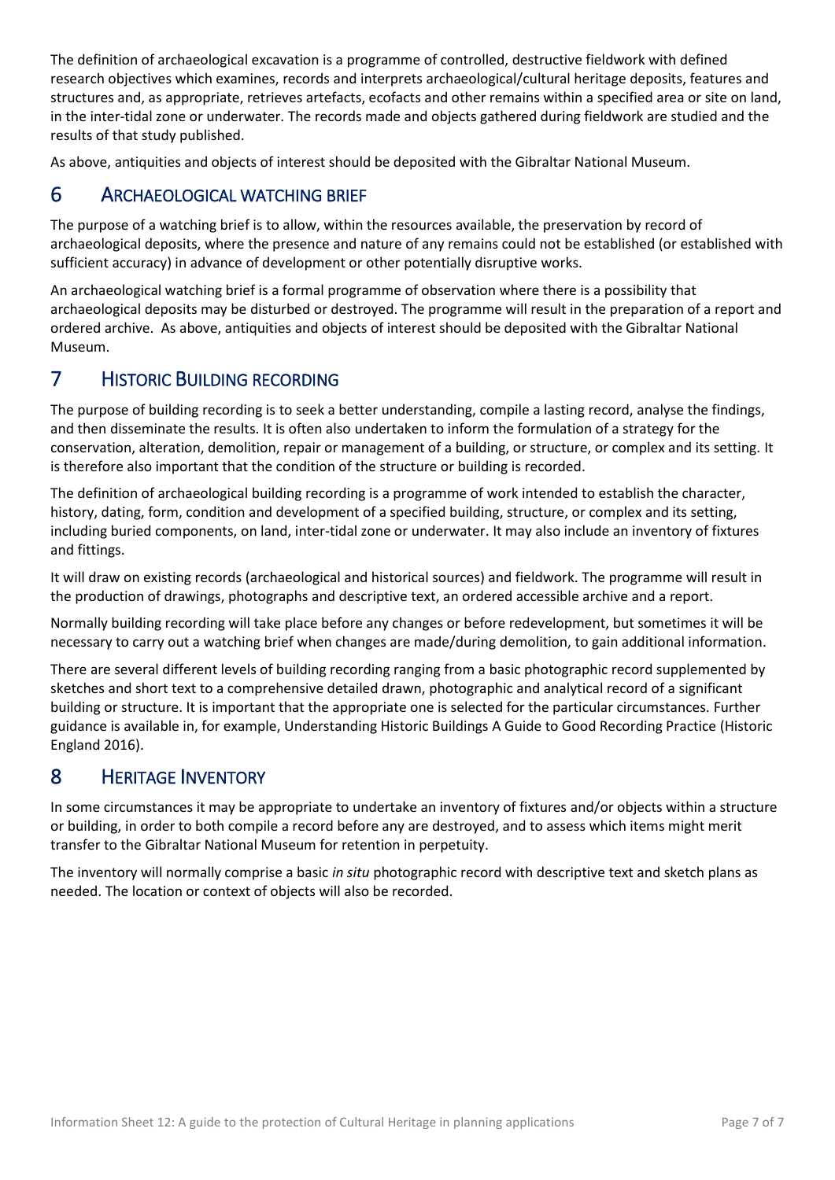The definition of archaeological excavation is a programme of controlled, destructive fieldwork with defined research objectives which examines, records and interprets archaeological/cultural heritage deposits, features and structures and, as appropriate, retrieves artefacts, ecofacts and other remains within a specified area or site on land, in the inter-tidal zone or underwater. The records made and objects gathered during fieldwork are studied and the results of that study published.

As above, antiquities and objects of interest should be deposited with the Gibraltar National Museum.

## 6 ARCHAEOLOGICAL WATCHING BRIEF

The purpose of a watching brief is to allow, within the resources available, the preservation by record of archaeological deposits, where the presence and nature of any remains could not be established (or established with sufficient accuracy) in advance of development or other potentially disruptive works.

An archaeological watching brief is a formal programme of observation where there is a possibility that archaeological deposits may be disturbed or destroyed. The programme will result in the preparation of a report and ordered archive. As above, antiquities and objects of interest should be deposited with the Gibraltar National Museum.

## 7 HISTORIC BUILDING RECORDING

The purpose of building recording is to seek a better understanding, compile a lasting record, analyse the findings, and then disseminate the results. It is often also undertaken to inform the formulation of a strategy for the conservation, alteration, demolition, repair or management of a building, or structure, or complex and its setting. It is therefore also important that the condition of the structure or building is recorded.

The definition of archaeological building recording is a programme of work intended to establish the character, history, dating, form, condition and development of a specified building, structure, or complex and its setting, including buried components, on land, inter-tidal zone or underwater. It may also include an inventory of fixtures and fittings.

It will draw on existing records (archaeological and historical sources) and fieldwork. The programme will result in the production of drawings, photographs and descriptive text, an ordered accessible archive and a report.

Normally building recording will take place before any changes or before redevelopment, but sometimes it will be necessary to carry out a watching brief when changes are made/during demolition, to gain additional information.

There are several different levels of building recording ranging from a basic photographic record supplemented by sketches and short text to a comprehensive detailed drawn, photographic and analytical record of a significant building or structure. It is important that the appropriate one is selected for the particular circumstances. Further guidance is available in, for example, Understanding Historic Buildings A Guide to Good Recording Practice (Historic England 2016).

## 8 HERITAGE INVENTORY

In some circumstances it may be appropriate to undertake an inventory of fixtures and/or objects within a structure or building, in order to both compile a record before any are destroyed, and to assess which items might merit transfer to the Gibraltar National Museum for retention in perpetuity.

The inventory will normally comprise a basic *in situ* photographic record with descriptive text and sketch plans as needed. The location or context of objects will also be recorded.